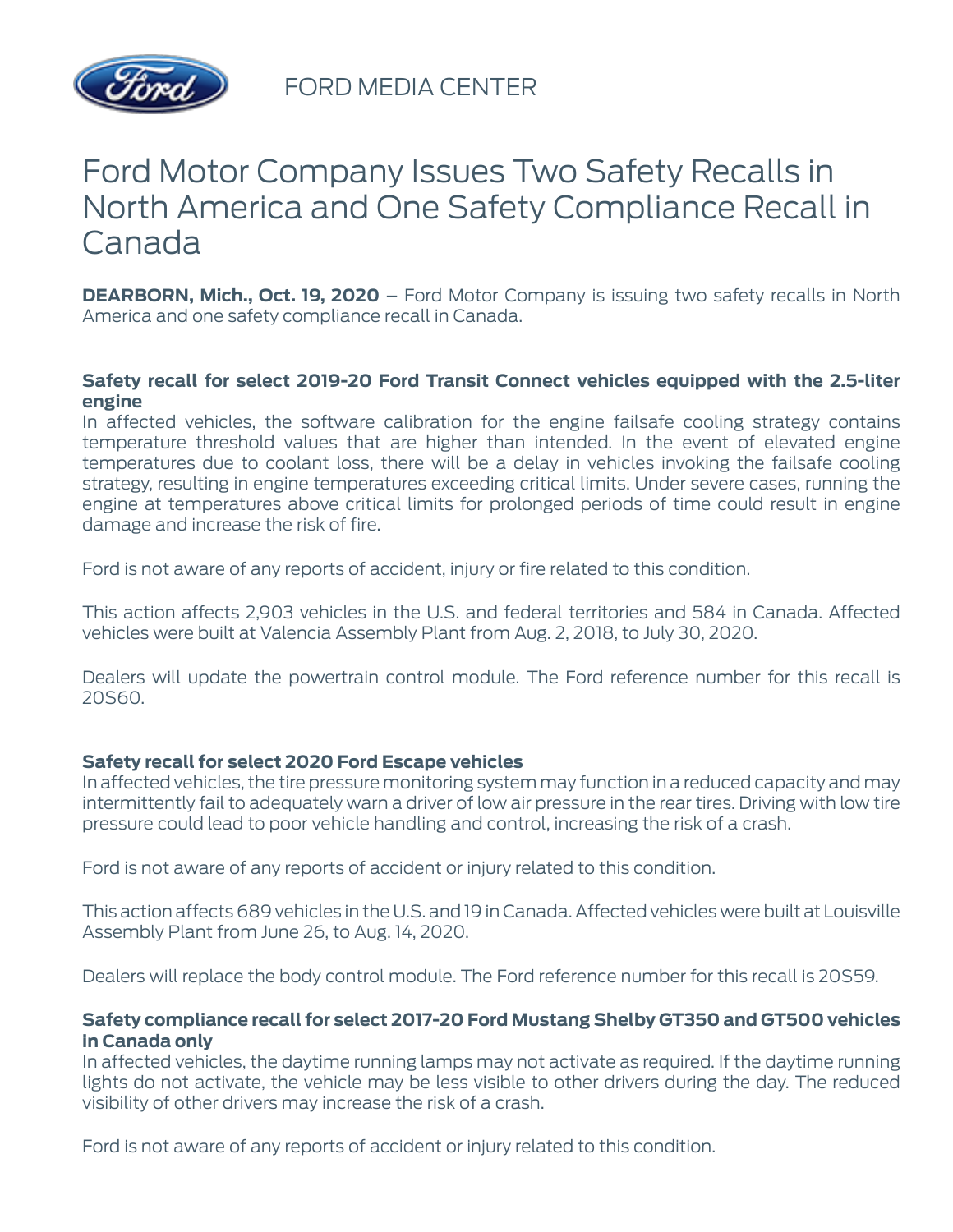FORD MEDIA CENTER

# Ford Motor Company Issues Two Safety Recalls in North America and One Safety Compliance Recall in Canada

**DEARBORN, Mich., Oct. 19, 2020** – Ford Motor Company is issuing two safety recalls in North America and one safety compliance recall in Canada.

**Safety recall for select 2019-20 Ford Transit Connect vehicles equipped with the 2.5-liter engine**

In affected vehicles, the software calibration for the engine failsafe cooling strategy contains temperature threshold values that are higher than intended. In the event of elevated engine temperatures due to coolant loss, there will be a delay in vehicles invoking the failsafe cooling strategy, resulting in engine temperatures exceeding critical limits. Under severe cases, running the engine at temperatures above critical limits for prolonged periods of time could result in engine damage and increase the risk of fire.

Ford is not aware of any reports of accident, injury or fire related to this condition.

This action affects 2,903 vehicles in the U.S. and federal territories and 584 in Canada. Affected vehicles were built at Valencia Assembly Plant from Aug. 2, 2018, to July 30, 2020.

Dealers will update the powertrain control module. The Ford reference number for this recall is 20S60.

**Safety recall for select 2020 Ford Escape vehicles**

In affected vehicles, the tire pressure monitoring system may function in a reduced capacity and may intermittently fail to adequately warn a driver of low air pressure in the rear tires. Driving with low tire pressure could lead to poor vehicle handling and control, increasing the risk of a crash.

Ford is not aware of any reports of accident or injury related to this condition.

This action affects 689 vehicles in the U.S. and 19 in Canada. Affected vehicles were built at Louisville Assembly Plant from June 26, to Aug. 14, 2020.

Dealers will replace the body control module. The Ford reference number for this recall is 20S59.

**Safety compliance recall for select 2017-20 Ford Mustang Shelby GT350 and GT500 vehicles in Canada only**

In affected vehicles, the daytime running lamps may not activate as required. If the daytime running lights do not activate, the vehicle may be less visible to other drivers during the day. The reduced visibility of other drivers may increase the risk of a crash.

Ford is not aware of any reports of accident or injury related to this condition.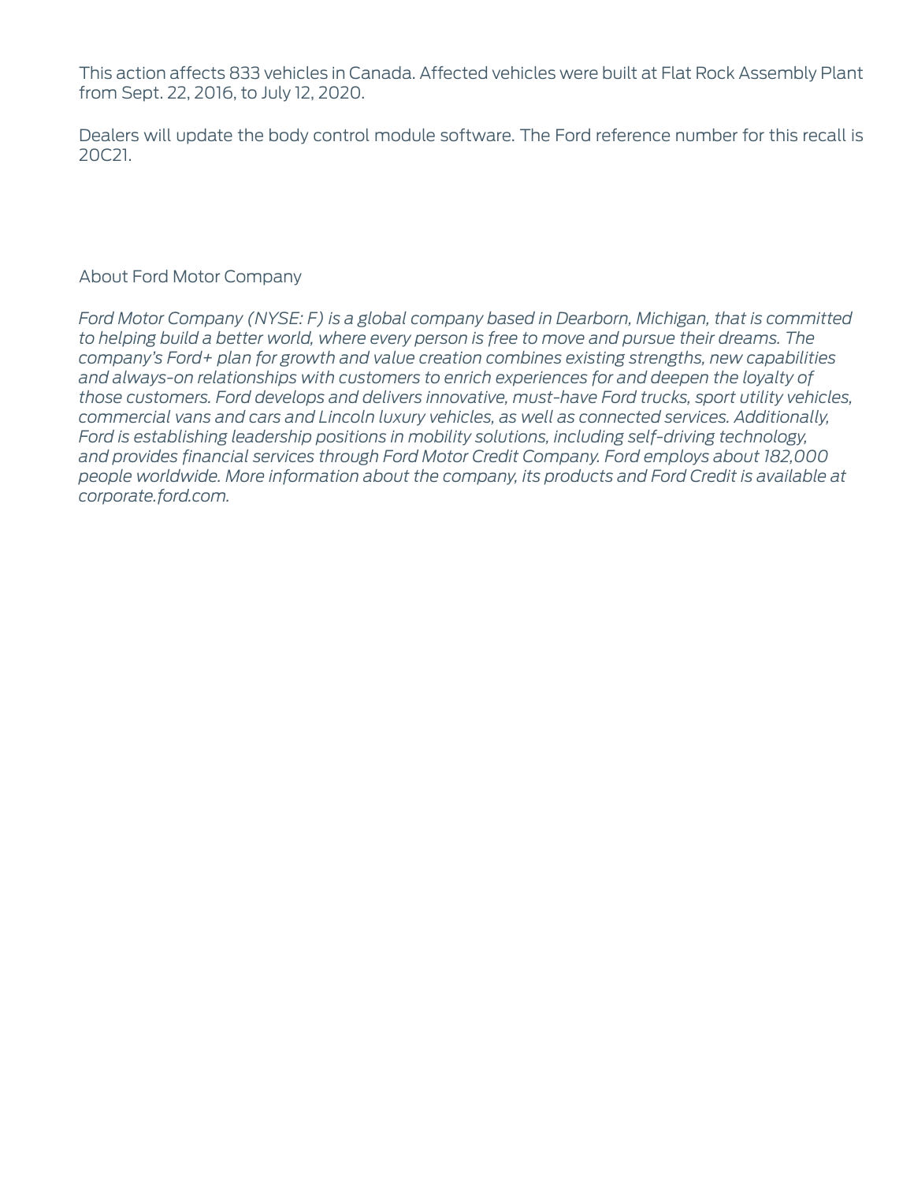This action affects 833 vehicles in Canada. Affected vehicles were built at Flat Rock Assembly Plant from Sept. 22, 2016, to July 12, 2020.

Dealers will update the body control module software. The Ford reference number for this recall is 20C21.

About Ford Motor Company

*Ford Motor Company (NYSE: F) is a global company based in Dearborn, Michigan, that is committed to helping build a better world, where every person is free to move and pursue their dreams. The company's Ford+ plan for growth and value creation combines existing strengths, new capabilities and always-on relationships with customers to enrich experiences for and deepen the loyalty of those customers. Ford develops and delivers innovative, must-have Ford trucks, sport utility vehicles, commercial vans and cars and Lincoln luxury vehicles, as well as connected services. Additionally, Ford is establishing leadership positions in mobility solutions, including self-driving technology, and provides financial services through Ford Motor Credit Company. Ford employs about 182,000 people worldwide. More information about the company, its products and Ford Credit is available at corporate.ford.com.*